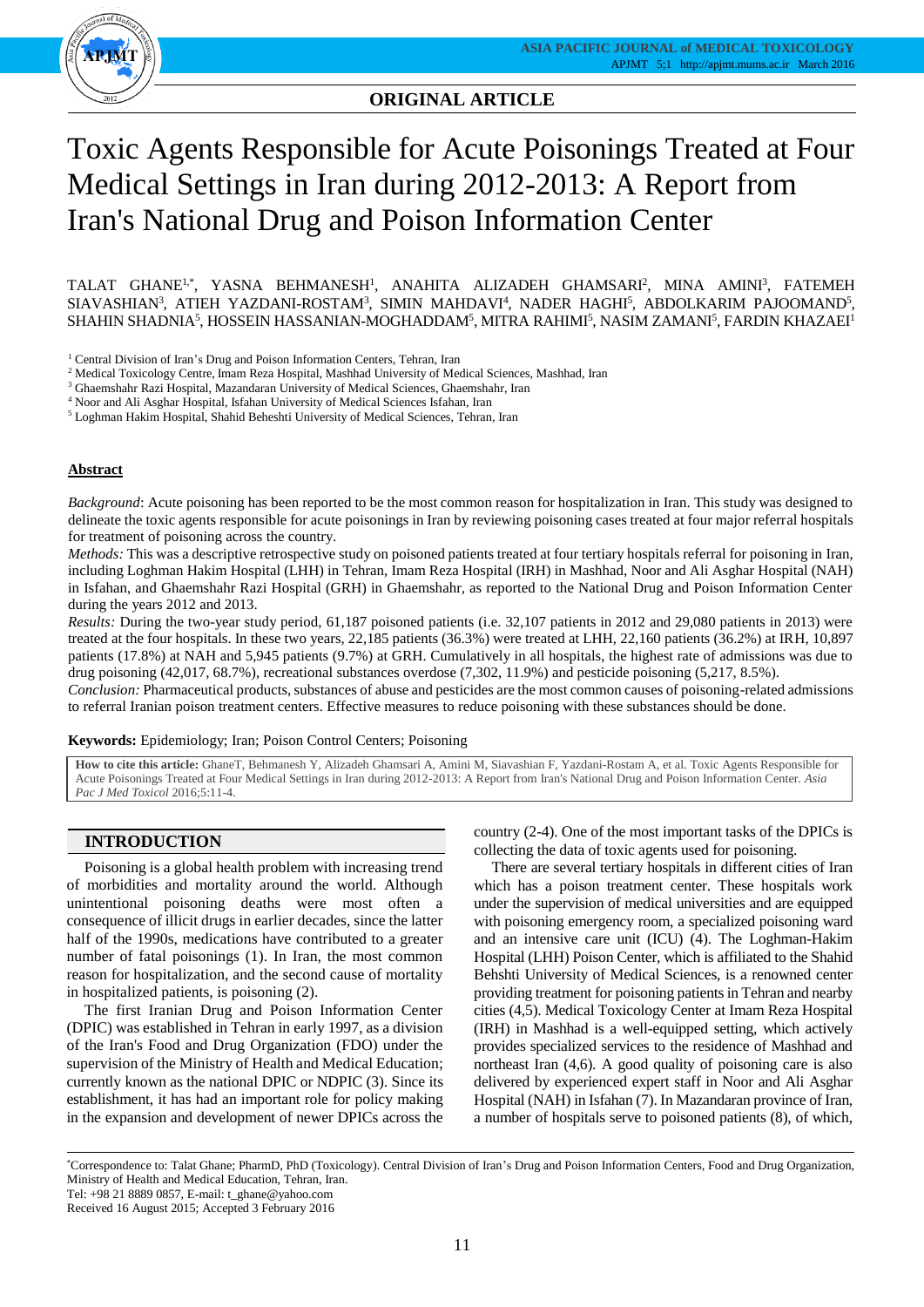ORIGINAL ARTICLE

# Toxic Agents Responsible for Acute Poisonings Treated at Four Medical Settings in Iran during 2012-2013: A Report from Iran's National Drug and Poison Information Center

TALAT GHANE[1,*], YASNA BEHMANESH[1], ANAHITA ALIZADEH GHAMSARI[2], MINA AMINI[3], FATEMEH SIAVASHIAN[3], ATIEH YAZDANI-ROSTAM[3], SIMIN MAHDAVI[4], NADER HAGHI[5], ABDOLKARIM PAJOOMAND[5], SHAHIN SHADNIA[5], HOSSEIN HASSANIAN-MOGHADDAM[5], MITRA RAHIMI[5], NASIM ZAMANI[5], FARDIN KHAZAEI[1]

[1] Central Division of Iran's Drug and Poison Information Centers, Tehran, Iran
[2] Medical Toxicology Centre, Imam Reza Hospital, Mashhad University of Medical Sciences, Mashhad, Iran
[3] Ghaemshahr Razi Hospital, Mazandaran University of Medical Sciences, Ghaemshahr, Iran
[4] Noor and Ali Asghar Hospital, Isfahan University of Medical Sciences Isfahan, Iran
[5] Loghman Hakim Hospital, Shahid Beheshti University of Medical Sciences, Tehran, Iran

## Abstract

*Background*: Acute poisoning has been reported to be the most common reason for hospitalization in Iran. This study was designed to delineate the toxic agents responsible for acute poisonings in Iran by reviewing poisoning cases treated at four major referral hospitals for treatment of poisoning across the country.

*Methods:* This was a descriptive retrospective study on poisoned patients treated at four tertiary hospitals referral for poisoning in Iran, including Loghman Hakim Hospital (LHH) in Tehran, Imam Reza Hospital (IRH) in Mashhad, Noor and Ali Asghar Hospital (NAH) in Isfahan, and Ghaemshahr Razi Hospital (GRH) in Ghaemshahr, as reported to the National Drug and Poison Information Center during the years 2012 and 2013.

*Results:* During the two-year study period, 61,187 poisoned patients (i.e. 32,107 patients in 2012 and 29,080 patients in 2013) were treated at the four hospitals. In these two years, 22,185 patients (36.3%) were treated at LHH, 22,160 patients (36.2%) at IRH, 10,897 patients (17.8%) at NAH and 5,945 patients (9.7%) at GRH. Cumulatively in all hospitals, the highest rate of admissions was due to drug poisoning (42,017, 68.7%), recreational substances overdose (7,302, 11.9%) and pesticide poisoning (5,217, 8.5%).

*Conclusion:* Pharmaceutical products, substances of abuse and pesticides are the most common causes of poisoning-related admissions to referral Iranian poison treatment centers. Effective measures to reduce poisoning with these substances should be done.

**Keywords:** Epidemiology; Iran; Poison Control Centers; Poisoning

**How to cite this article:** GhaneT, Behmanesh Y, Alizadeh Ghamsari A, Amini M, Siavashian F, Yazdani-Rostam A, et al. Toxic Agents Responsible for Acute Poisonings Treated at Four Medical Settings in Iran during 2012-2013: A Report from Iran's National Drug and Poison Information Center. *Asia Pac J Med Toxicol* 2016;5:11-4.

## INTRODUCTION

Poisoning is a global health problem with increasing trend of morbidities and mortality around the world. Although unintentional poisoning deaths were most often a consequence of illicit drugs in earlier decades, since the latter half of the 1990s, medications have contributed to a greater number of fatal poisonings (1). In Iran, the most common reason for hospitalization, and the second cause of mortality in hospitalized patients, is poisoning (2).

The first Iranian Drug and Poison Information Center (DPIC) was established in Tehran in early 1997, as a division of the Iran's Food and Drug Organization (FDO) under the supervision of the Ministry of Health and Medical Education; currently known as the national DPIC or NDPIC (3). Since its establishment, it has had an important role for policy making in the expansion and development of newer DPICs across the country (2-4). One of the most important tasks of the DPICs is collecting the data of toxic agents used for poisoning.

There are several tertiary hospitals in different cities of Iran which has a poison treatment center. These hospitals work under the supervision of medical universities and are equipped with poisoning emergency room, a specialized poisoning ward and an intensive care unit (ICU) (4). The Loghman-Hakim Hospital (LHH) Poison Center, which is affiliated to the Shahid Behshti University of Medical Sciences, is a renowned center providing treatment for poisoning patients in Tehran and nearby cities (4,5). Medical Toxicology Center at Imam Reza Hospital (IRH) in Mashhad is a well-equipped setting, which actively provides specialized services to the residence of Mashhad and northeast Iran (4,6). A good quality of poisoning care is also delivered by experienced expert staff in Noor and Ali Asghar Hospital (NAH) in Isfahan (7). In Mazandaran province of Iran, a number of hospitals serve to poisoned patients (8), of which,

*Correspondence to: Talat Ghane; PharmD, PhD (Toxicology). Central Division of Iran's Drug and Poison Information Centers, Food and Drug Organization, Ministry of Health and Medical Education, Tehran, Iran.
Tel: +98 21 8889 0857, E-mail: t_ghane@yahoo.com
Received 16 August 2015; Accepted 3 February 2016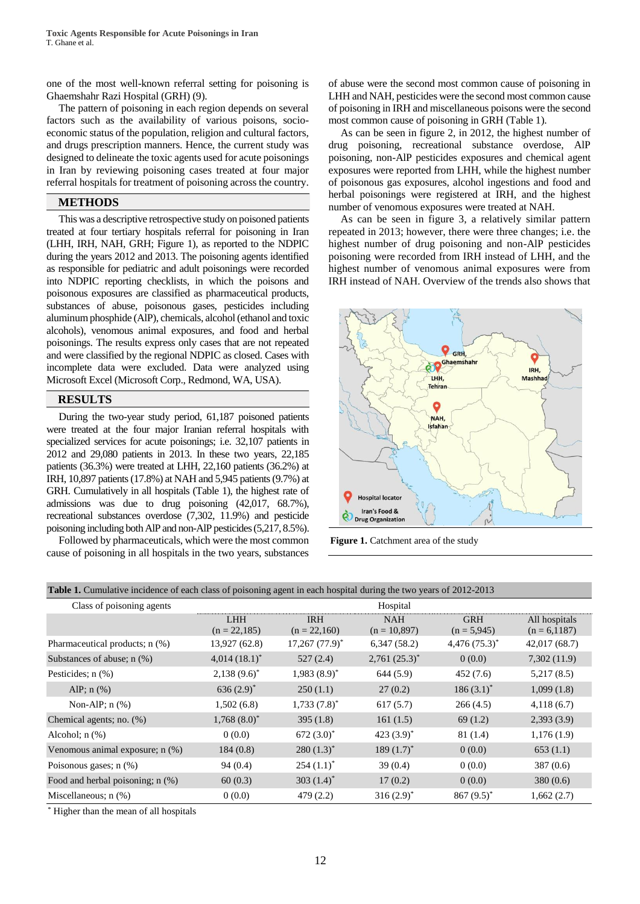one of the most well-known referral setting for poisoning is Ghaemshahr Razi Hospital (GRH) (9).

The pattern of poisoning in each region depends on several factors such as the availability of various poisons, socio-economic status of the population, religion and cultural factors, and drugs prescription manners. Hence, the current study was designed to delineate the toxic agents used for acute poisonings in Iran by reviewing poisoning cases treated at four major referral hospitals for treatment of poisoning across the country.

## METHODS

This was a descriptive retrospective study on poisoned patients treated at four tertiary hospitals referral for poisoning in Iran (LHH, IRH, NAH, GRH; Figure 1), as reported to the NDPIC during the years 2012 and 2013. The poisoning agents identified as responsible for pediatric and adult poisonings were recorded into NDPIC reporting checklists, in which the poisons and poisonous exposures are classified as pharmaceutical products, substances of abuse, poisonous gases, pesticides including aluminum phosphide (AlP), chemicals, alcohol (ethanol and toxic alcohols), venomous animal exposures, and food and herbal poisonings. The results express only cases that are not repeated and were classified by the regional NDPIC as closed. Cases with incomplete data were excluded. Data were analyzed using Microsoft Excel (Microsoft Corp., Redmond, WA, USA).

## RESULTS

During the two-year study period, 61,187 poisoned patients were treated at the four major Iranian referral hospitals with specialized services for acute poisonings; i.e. 32,107 patients in 2012 and 29,080 patients in 2013. In these two years, 22,185 patients (36.3%) were treated at LHH, 22,160 patients (36.2%) at IRH, 10,897 patients (17.8%) at NAH and 5,945 patients (9.7%) at GRH. Cumulatively in all hospitals (Table 1), the highest rate of admissions was due to drug poisoning (42,017, 68.7%), recreational substances overdose (7,302, 11.9%) and pesticide poisoning including both AlP and non-AlP pesticides (5,217, 8.5%).

Followed by pharmaceuticals, which were the most common cause of poisoning in all hospitals in the two years, substances of abuse were the second most common cause of poisoning in LHH and NAH, pesticides were the second most common cause of poisoning in IRH and miscellaneous poisons were the second most common cause of poisoning in GRH (Table 1).

As can be seen in figure 2, in 2012, the highest number of drug poisoning, recreational substance overdose, AlP poisoning, non-AlP pesticides exposures and chemical agent exposures were reported from LHH, while the highest number of poisonous gas exposures, alcohol ingestions and food and herbal poisonings were registered at IRH, and the highest number of venomous exposures were treated at NAH.

As can be seen in figure 3, a relatively similar pattern repeated in 2013; however, there were three changes; i.e. the highest number of drug poisoning and non-AlP pesticides poisoning were recorded from IRH instead of LHH, and the highest number of venomous animal exposures were from IRH instead of NAH. Overview of the trends also shows that

**Figure 1.** Catchment area of the study

**Table 1.** Cumulative incidence of each class of poisoning agent in each hospital during the two years of 2012-2013

| Class of poisoning agents | Hospital | | | | |
|---|---|---|---|---|---|
| | LHH (n = 22,185) | IRH (n = 22,160) | NAH (n = 10,897) | GRH (n = 5,945) | All hospitals (n = 6,1187) |
| Pharmaceutical products; n (%) | 13,927 (62.8) | 17,267 (77.9)* | 6,347 (58.2) | 4,476 (75.3)* | 42,017 (68.7) |
| Substances of abuse; n (%) | 4,014 (18.1)* | 527 (2.4) | 2,761 (25.3)* | 0 (0.0) | 7,302 (11.9) |
| Pesticides; n (%) | 2,138 (9.6)* | 1,983 (8.9)* | 644 (5.9) | 452 (7.6) | 5,217 (8.5) |
| AlP; n (%) | 636 (2.9)* | 250 (1.1) | 27 (0.2) | 186 (3.1)* | 1,099 (1.8) |
| Non-AlP; n (%) | 1,502 (6.8) | 1,733 (7.8)* | 617 (5.7) | 266 (4.5) | 4,118 (6.7) |
| Chemical agents; no. (%) | 1,768 (8.0)* | 395 (1.8) | 161 (1.5) | 69 (1.2) | 2,393 (3.9) |
| Alcohol; n (%) | 0 (0.0) | 672 (3.0)* | 423 (3.9)* | 81 (1.4) | 1,176 (1.9) |
| Venomous animal exposure; n (%) | 184 (0.8) | 280 (1.3)* | 189 (1.7)* | 0 (0.0) | 653 (1.1) |
| Poisonous gases; n (%) | 94 (0.4) | 254 (1.1)* | 39 (0.4) | 0 (0.0) | 387 (0.6) |
| Food and herbal poisoning; n (%) | 60 (0.3) | 303 (1.4)* | 17 (0.2) | 0 (0.0) | 380 (0.6) |
| Miscellaneous; n (%) | 0 (0.0) | 479 (2.2) | 316 (2.9)* | 867 (9.5)* | 1,662 (2.7) |

\* Higher than the mean of all hospitals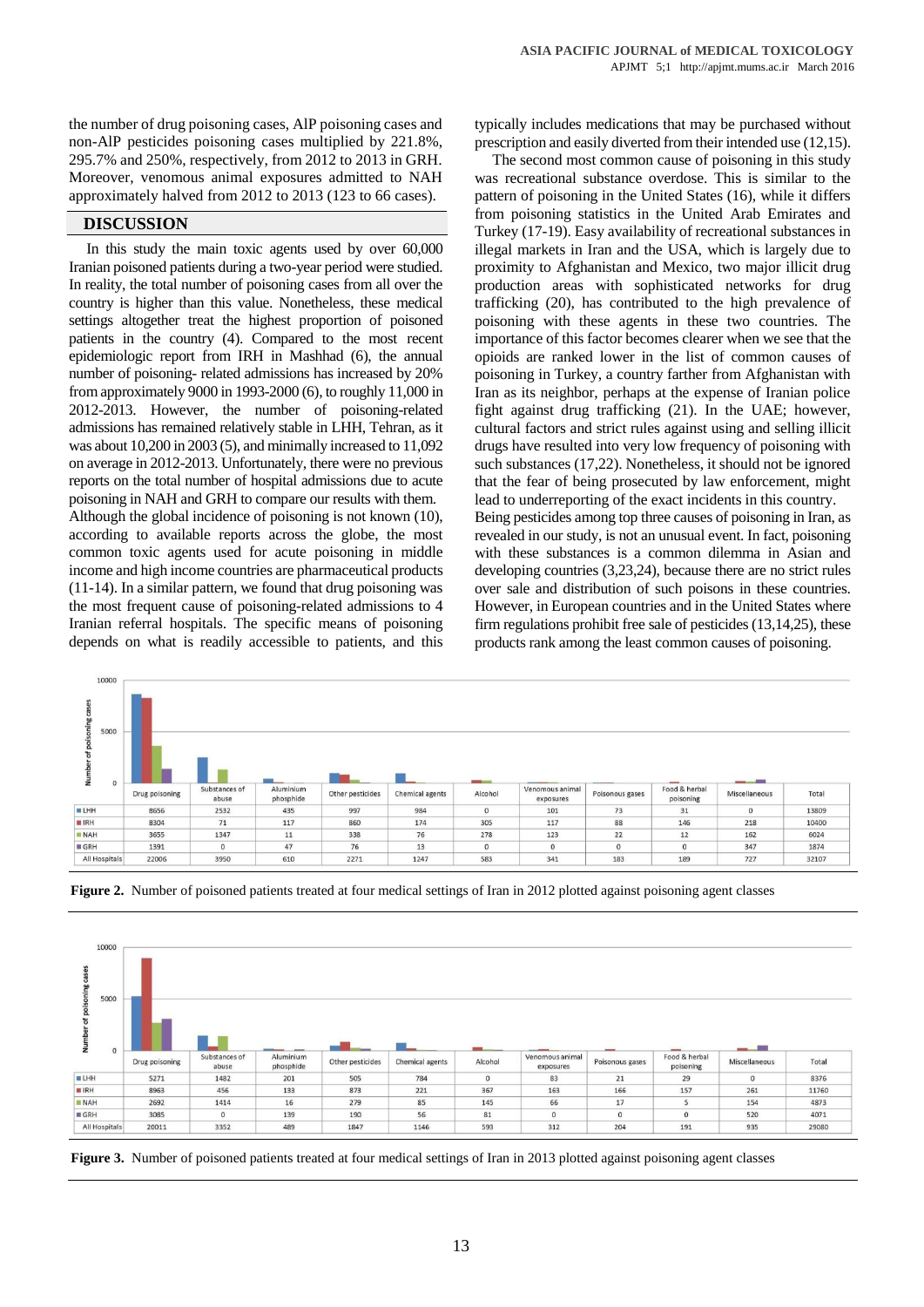the number of drug poisoning cases, AlP poisoning cases and non-AlP pesticides poisoning cases multiplied by 221.8%, 295.7% and 250%, respectively, from 2012 to 2013 in GRH. Moreover, venomous animal exposures admitted to NAH approximately halved from 2012 to 2013 (123 to 66 cases).

## DISCUSSION

In this study the main toxic agents used by over 60,000 Iranian poisoned patients during a two-year period were studied. In reality, the total number of poisoning cases from all over the country is higher than this value. Nonetheless, these medical settings altogether treat the highest proportion of poisoned patients in the country (4). Compared to the most recent epidemiologic report from IRH in Mashhad (6), the annual number of poisoning- related admissions has increased by 20% from approximately 9000 in 1993-2000 (6), to roughly 11,000 in 2012-2013. However, the number of poisoning-related admissions has remained relatively stable in LHH, Tehran, as it was about 10,200 in 2003 (5), and minimally increased to 11,092 on average in 2012-2013. Unfortunately, there were no previous reports on the total number of hospital admissions due to acute poisoning in NAH and GRH to compare our results with them.

Although the global incidence of poisoning is not known (10), according to available reports across the globe, the most common toxic agents used for acute poisoning in middle income and high income countries are pharmaceutical products (11-14). In a similar pattern, we found that drug poisoning was the most frequent cause of poisoning-related admissions to 4 Iranian referral hospitals. The specific means of poisoning depends on what is readily accessible to patients, and this typically includes medications that may be purchased without prescription and easily diverted from their intended use (12,15).

The second most common cause of poisoning in this study was recreational substance overdose. This is similar to the pattern of poisoning in the United States (16), while it differs from poisoning statistics in the United Arab Emirates and Turkey (17-19). Easy availability of recreational substances in illegal markets in Iran and the USA, which is largely due to proximity to Afghanistan and Mexico, two major illicit drug production areas with sophisticated networks for drug trafficking (20), has contributed to the high prevalence of poisoning with these agents in these two countries. The importance of this factor becomes clearer when we see that the opioids are ranked lower in the list of common causes of poisoning in Turkey, a country farther from Afghanistan with Iran as its neighbor, perhaps at the expense of Iranian police fight against drug trafficking (21). In the UAE; however, cultural factors and strict rules against using and selling illicit drugs have resulted into very low frequency of poisoning with such substances (17,22). Nonetheless, it should not be ignored that the fear of being prosecuted by law enforcement, might lead to underreporting of the exact incidents in this country.

Being pesticides among top three causes of poisoning in Iran, as revealed in our study, is not an unusual event. In fact, poisoning with these substances is a common dilemma in Asian and developing countries (3,23,24), because there are no strict rules over sale and distribution of such poisons in these countries. However, in European countries and in the United States where firm regulations prohibit free sale of pesticides (13,14,25), these products rank among the least common causes of poisoning.

| | Drug poisoning | Substances of abuse | Aluminium phosphide | Other pesticides | Chemical agents | Alcohol | Venomous animal exposures | Poisonous gases | Food & herbal poisoning | Miscellaneous | Total |
|---|---|---|---|---|---|---|---|---|---|---|---|
| LHH | 8656 | 2532 | 435 | 997 | 984 | 0 | 101 | 73 | 31 | 0 | 13809 |
| IRH | 8304 | 71 | 117 | 860 | 174 | 305 | 117 | 88 | 146 | 218 | 10400 |
| NAH | 3655 | 1347 | 11 | 338 | 76 | 278 | 123 | 22 | 12 | 162 | 6024 |
| GRH | 1391 | 0 | 47 | 76 | 13 | 0 | 0 | 0 | 0 | 347 | 1874 |
| All Hospitals | 22006 | 3950 | 610 | 2271 | 1247 | 583 | 341 | 183 | 189 | 727 | 32107 |

**Figure 2.** Number of poisoned patients treated at four medical settings of Iran in 2012 plotted against poisoning agent classes

| | Drug poisoning | Substances of abuse | Aluminium phosphide | Other pesticides | Chemical agents | Alcohol | Venomous animal exposures | Poisonous gases | Food & herbal poisoning | Miscellaneous | Total |
|---|---|---|---|---|---|---|---|---|---|---|---|
| LHH | 5271 | 1482 | 201 | 505 | 784 | 0 | 83 | 21 | 29 | 0 | 8376 |
| IRH | 8963 | 456 | 133 | 873 | 221 | 367 | 163 | 166 | 157 | 261 | 11760 |
| NAH | 2692 | 1414 | 16 | 279 | 85 | 145 | 66 | 17 | 5 | 154 | 4873 |
| GRH | 3085 | 0 | 139 | 190 | 56 | 81 | 0 | 0 | 0 | 520 | 4071 |
| All Hospitals | 20011 | 3352 | 489 | 1847 | 1146 | 593 | 312 | 204 | 191 | 935 | 29080 |

**Figure 3.** Number of poisoned patients treated at four medical settings of Iran in 2013 plotted against poisoning agent classes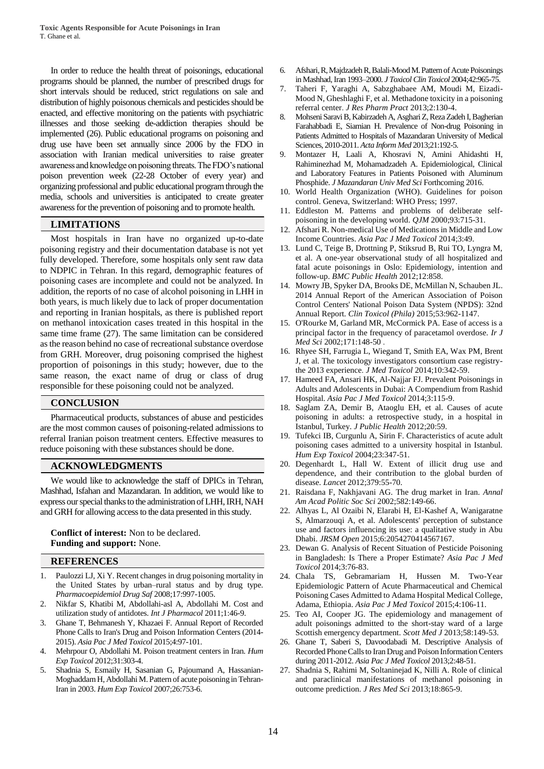In order to reduce the health threat of poisonings, educational programs should be planned, the number of prescribed drugs for short intervals should be reduced, strict regulations on sale and distribution of highly poisonous chemicals and pesticides should be enacted, and effective monitoring on the patients with psychiatric illnesses and those seeking de-addiction therapies should be implemented (26). Public educational programs on poisoning and drug use have been set annually since 2006 by the FDO in association with Iranian medical universities to raise greater awareness and knowledge on poisoning threats. The FDO's national poison prevention week (22-28 October of every year) and organizing professional and public educational program through the media, schools and universities is anticipated to create greater awareness for the prevention of poisoning and to promote health.

## LIMITATIONS

Most hospitals in Iran have no organized up-to-date poisoning registry and their documentation database is not yet fully developed. Therefore, some hospitals only sent raw data to NDPIC in Tehran. In this regard, demographic features of poisoning cases are incomplete and could not be analyzed. In addition, the reports of no case of alcohol poisoning in LHH in both years, is much likely due to lack of proper documentation and reporting in Iranian hospitals, as there is published report on methanol intoxication cases treated in this hospital in the same time frame (27). The same limitation can be considered as the reason behind no case of recreational substance overdose from GRH. Moreover, drug poisoning comprised the highest proportion of poisonings in this study; however, due to the same reason, the exact name of drug or class of drug responsible for these poisoning could not be analyzed.

## CONCLUSION

Pharmaceutical products, substances of abuse and pesticides are the most common causes of poisoning-related admissions to referral Iranian poison treatment centers. Effective measures to reduce poisoning with these substances should be done.

## ACKNOWLEDGMENTS

We would like to acknowledge the staff of DPICs in Tehran, Mashhad, Isfahan and Mazandaran. In addition, we would like to express our special thanks to the administration of LHH, IRH, NAH and GRH for allowing access to the data presented in this study.

**Conflict of interest:** Non to be declared.
**Funding and support:** None.

## REFERENCES

1. Paulozzi LJ, Xi Y. Recent changes in drug poisoning mortality in the United States by urban–rural status and by drug type. *Pharmacoepidemiol Drug Saf* 2008;17:997-1005.
2. Nikfar S, Khatibi M, Abdollahi-asl A, Abdollahi M. Cost and utilization study of antidotes. *Int J Pharmacol* 2011;1:46-9.
3. Ghane T, Behmanesh Y, Khazaei F. Annual Report of Recorded Phone Calls to Iran's Drug and Poison Information Centers (2014-2015). *Asia Pac J Med Toxicol* 2015;4:97-101.
4. Mehrpour O, Abdollahi M. Poison treatment centers in Iran. *Hum Exp Toxicol* 2012;31:303-4.
5. Shadnia S, Esmaily H, Sasanian G, Pajoumand A, Hassanian-Moghaddam H, Abdollahi M. Pattern of acute poisoning in Tehran-Iran in 2003. *Hum Exp Toxicol* 2007;26:753-6.
6. Afshari, R, Majdzadeh R, Balali-Mood M. Pattern of Acute Poisonings in Mashhad, Iran 1993–2000. *J Toxicol Clin Toxicol* 2004;42:965-75.
7. Taheri F, Yaraghi A, Sabzghabaee AM, Moudi M, Eizadi-Mood N, Gheshlaghi F, et al. Methadone toxicity in a poisoning referral center. *J Res Pharm Pract* 2013;2:130-4.
8. Mohseni Saravi B, Kabirzadeh A, Asghari Z, Reza Zadeh I, Bagherian Farahabbadi E, Siamian H. Prevalence of Non-drug Poisoning in Patients Admitted to Hospitals of Mazandaran University of Medical Sciences, 2010-2011. *Acta Inform Med* 2013;21:192-5.
9. Montazer H, Laali A, Khosravi N, Amini Ahidashti H, Rahiminezhad M, Mohamadzadeh A. Epidemiological, Clinical and Laboratory Features in Patients Poisoned with Aluminum Phosphide. *J Mazandaran Univ Med Sci* Forthcoming 2016.
10. World Health Organization (WHO). Guidelines for poison control. Geneva, Switzerland: WHO Press; 1997.
11. Eddleston M. Patterns and problems of deliberate self-poisoning in the developing world. *QJM* 2000;93:715-31.
12. Afshari R. Non-medical Use of Medications in Middle and Low Income Countries. *Asia Pac J Med Toxicol* 2014;3:49.
13. Lund C, Teige B, Drottning P, Stiksrud B, Rui TO, Lyngra M, et al. A one-year observational study of all hospitalized and fatal acute poisonings in Oslo: Epidemiology, intention and follow-up. *BMC Public Health* 2012;12:858.
14. Mowry JB, Spyker DA, Brooks DE, McMillan N, Schauben JL. 2014 Annual Report of the American Association of Poison Control Centers' National Poison Data System (NPDS): 32nd Annual Report. *Clin Toxicol (Phila)* 2015;53:962-1147.
15. O'Rourke M, Garland MR, McCormick PA. Ease of access is a principal factor in the frequency of paracetamol overdose. *Ir J Med Sci* 2002;171:148-50 .
16. Rhyee SH, Farrugia L, Wiegand T, Smith EA, Wax PM, Brent J, et al. The toxicology investigators consortium case registry-the 2013 experience. *J Med Toxicol* 2014;10:342-59.
17. Hameed FA, Ansari HK, Al-Najjar FJ. Prevalent Poisonings in Adults and Adolescents in Dubai: A Compendium from Rashid Hospital. *Asia Pac J Med Toxicol* 2014;3:115-9.
18. Saglam ZA, Demir B, Ataoglu EH, et al. Causes of acute poisoning in adults: a retrospective study, in a hospital in Istanbul, Turkey. *J Public Health* 2012;20:59.
19. Tufekci IB, Curgunlu A, Sirin F. Characteristics of acute adult poisoning cases admitted to a university hospital in Istanbul. *Hum Exp Toxicol* 2004;23:347-51.
20. Degenhardt L, Hall W. Extent of illicit drug use and dependence, and their contribution to the global burden of disease. *Lancet* 2012;379:55-70.
21. Raisdana F, Nakhjavani AG. The drug market in Iran. *Annal Am Acad Politic Soc Sci* 2002;582:149-66.
22. Alhyas L, Al Ozaibi N, Elarabi H, El-Kashef A, Wanigaratne S, Almarzouqi A, et al. Adolescents' perception of substance use and factors influencing its use: a qualitative study in Abu Dhabi. *JRSM Open* 2015;6:2054270414567167.
23. Dewan G. Analysis of Recent Situation of Pesticide Poisoning in Bangladesh: Is There a Proper Estimate? *Asia Pac J Med Toxicol* 2014;3:76-83.
24. Chala TS, Gebramariam H, Hussen M. Two-Year Epidemiologic Pattern of Acute Pharmaceutical and Chemical Poisoning Cases Admitted to Adama Hospital Medical College, Adama, Ethiopia. *Asia Pac J Med Toxicol* 2015;4:106-11.
25. Teo AI, Cooper JG. The epidemiology and management of adult poisonings admitted to the short-stay ward of a large Scottish emergency department. *Scott Med J* 2013;58:149-53.
26. Ghane T, Saberi S, Davoodabadi M. Descriptive Analysis of Recorded Phone Calls to Iran Drug and Poison Information Centers during 2011-2012. *Asia Pac J Med Toxicol* 2013;2:48-51.
27. Shadnia S, Rahimi M, Soltaninejad K, Nilli A. Role of clinical and paraclinical manifestations of methanol poisoning in outcome prediction. *J Res Med Sci* 2013;18:865-9.